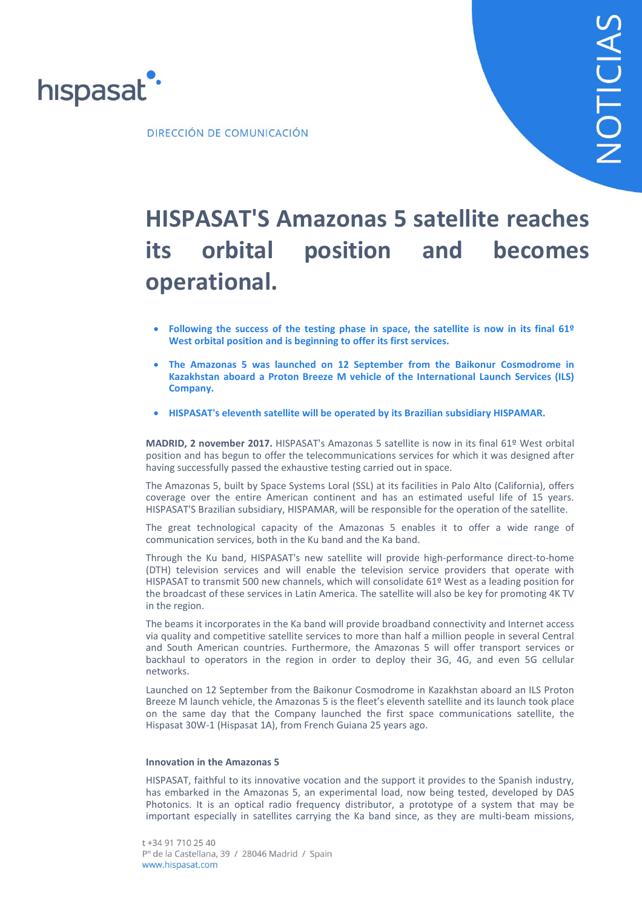hispasat

DIRECCIÓN DE COMUNICACIÓN

NOTICIAS

# HISPASAT'S Amazonas 5 satellite reaches its orbital position and becomes operational.

- **Following the success of the testing phase in space, the satellite is now in its final 61º West orbital position and is beginning to offer its first services.**
- **The Amazonas 5 was launched on 12 September from the Baikonur Cosmodrome in Kazakhstan aboard a Proton Breeze M vehicle of the International Launch Services (ILS) Company.**
- **HISPASAT's eleventh satellite will be operated by its Brazilian subsidiary HISPAMAR.**

**MADRID, 2 november 2017.** HISPASAT's Amazonas 5 satellite is now in its final 61º West orbital position and has begun to offer the telecommunications services for which it was designed after having successfully passed the exhaustive testing carried out in space.

The Amazonas 5, built by Space Systems Loral (SSL) at its facilities in Palo Alto (California), offers coverage over the entire American continent and has an estimated useful life of 15 years. HISPASAT'S Brazilian subsidiary, HISPAMAR, will be responsible for the operation of the satellite.

The great technological capacity of the Amazonas 5 enables it to offer a wide range of communication services, both in the Ku band and the Ka band.

Through the Ku band, HISPASAT's new satellite will provide high-performance direct-to-home (DTH) television services and will enable the television service providers that operate with HISPASAT to transmit 500 new channels, which will consolidate 61º West as a leading position for the broadcast of these services in Latin America. The satellite will also be key for promoting 4K TV in the region.

The beams it incorporates in the Ka band will provide broadband connectivity and Internet access via quality and competitive satellite services to more than half a million people in several Central and South American countries. Furthermore, the Amazonas 5 will offer transport services or backhaul to operators in the region in order to deploy their 3G, 4G, and even 5G cellular networks.

Launched on 12 September from the Baikonur Cosmodrome in Kazakhstan aboard an ILS Proton Breeze M launch vehicle, the Amazonas 5 is the fleet's eleventh satellite and its launch took place on the same day that the Company launched the first space communications satellite, the Hispasat 30W-1 (Hispasat 1A), from French Guiana 25 years ago.

### Innovation in the Amazonas 5

HISPASAT, faithful to its innovative vocation and the support it provides to the Spanish industry, has embarked in the Amazonas 5, an experimental load, now being tested, developed by DAS Photonics. It is an optical radio frequency distributor, a prototype of a system that may be important especially in satellites carrying the Ka band since, as they are multi-beam missions,

t +34 91 710 25 40
Pº de la Castellana, 39 / 28046 Madrid / Spain
www.hispasat.com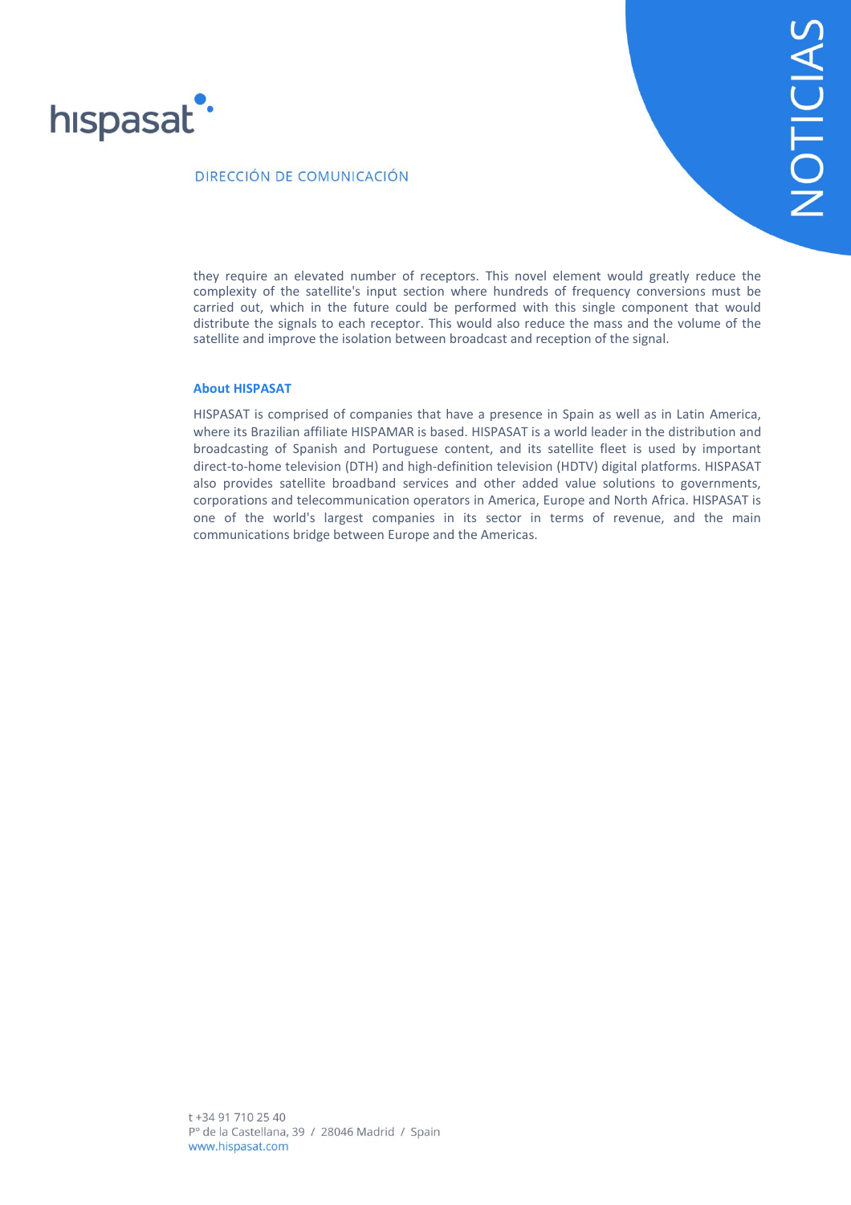they require an elevated number of receptors. This novel element would greatly reduce the complexity of the satellite's input section where hundreds of frequency conversions must be carried out, which in the future could be performed with this single component that would distribute the signals to each receptor. This would also reduce the mass and the volume of the satellite and improve the isolation between broadcast and reception of the signal.

**About HISPASAT**

HISPASAT is comprised of companies that have a presence in Spain as well as in Latin America, where its Brazilian affiliate HISPAMAR is based. HISPASAT is a world leader in the distribution and broadcasting of Spanish and Portuguese content, and its satellite fleet is used by important direct-to-home television (DTH) and high-definition television (HDTV) digital platforms. HISPASAT also provides satellite broadband services and other added value solutions to governments, corporations and telecommunication operators in America, Europe and North Africa. HISPASAT is one of the world's largest companies in its sector in terms of revenue, and the main communications bridge between Europe and the Americas.